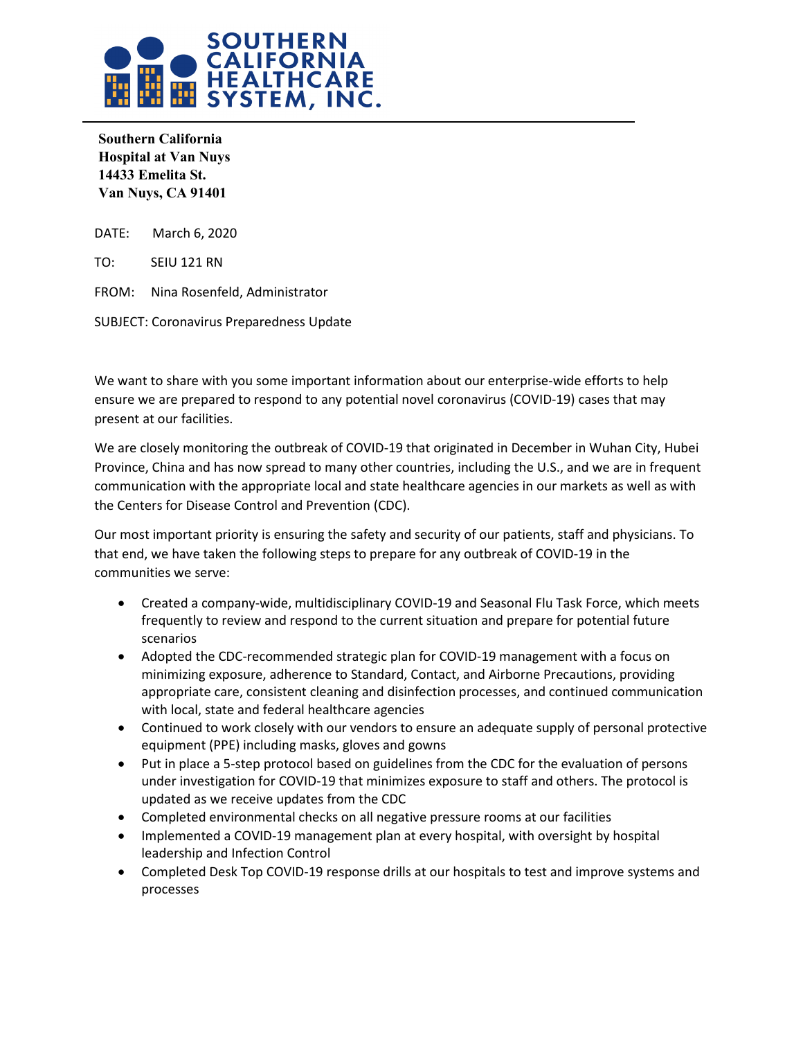# SOUTHERN CALIFORNIA HEALTHCARE SYSTEM, INC.

**Southern California**
**Hospital at Van Nuys**
**14433 Emelita St.**
**Van Nuys, CA 91401**

DATE: March 6, 2020

TO: SEIU 121 RN

FROM: Nina Rosenfeld, Administrator

SUBJECT: Coronavirus Preparedness Update

We want to share with you some important information about our enterprise-wide efforts to help ensure we are prepared to respond to any potential novel coronavirus (COVID-19) cases that may present at our facilities.

We are closely monitoring the outbreak of COVID-19 that originated in December in Wuhan City, Hubei Province, China and has now spread to many other countries, including the U.S., and we are in frequent communication with the appropriate local and state healthcare agencies in our markets as well as with the Centers for Disease Control and Prevention (CDC).

Our most important priority is ensuring the safety and security of our patients, staff and physicians. To that end, we have taken the following steps to prepare for any outbreak of COVID-19 in the communities we serve:

- Created a company-wide, multidisciplinary COVID-19 and Seasonal Flu Task Force, which meets frequently to review and respond to the current situation and prepare for potential future scenarios
- Adopted the CDC-recommended strategic plan for COVID-19 management with a focus on minimizing exposure, adherence to Standard, Contact, and Airborne Precautions, providing appropriate care, consistent cleaning and disinfection processes, and continued communication with local, state and federal healthcare agencies
- Continued to work closely with our vendors to ensure an adequate supply of personal protective equipment (PPE) including masks, gloves and gowns
- Put in place a 5-step protocol based on guidelines from the CDC for the evaluation of persons under investigation for COVID-19 that minimizes exposure to staff and others. The protocol is updated as we receive updates from the CDC
- Completed environmental checks on all negative pressure rooms at our facilities
- Implemented a COVID-19 management plan at every hospital, with oversight by hospital leadership and Infection Control
- Completed Desk Top COVID-19 response drills at our hospitals to test and improve systems and processes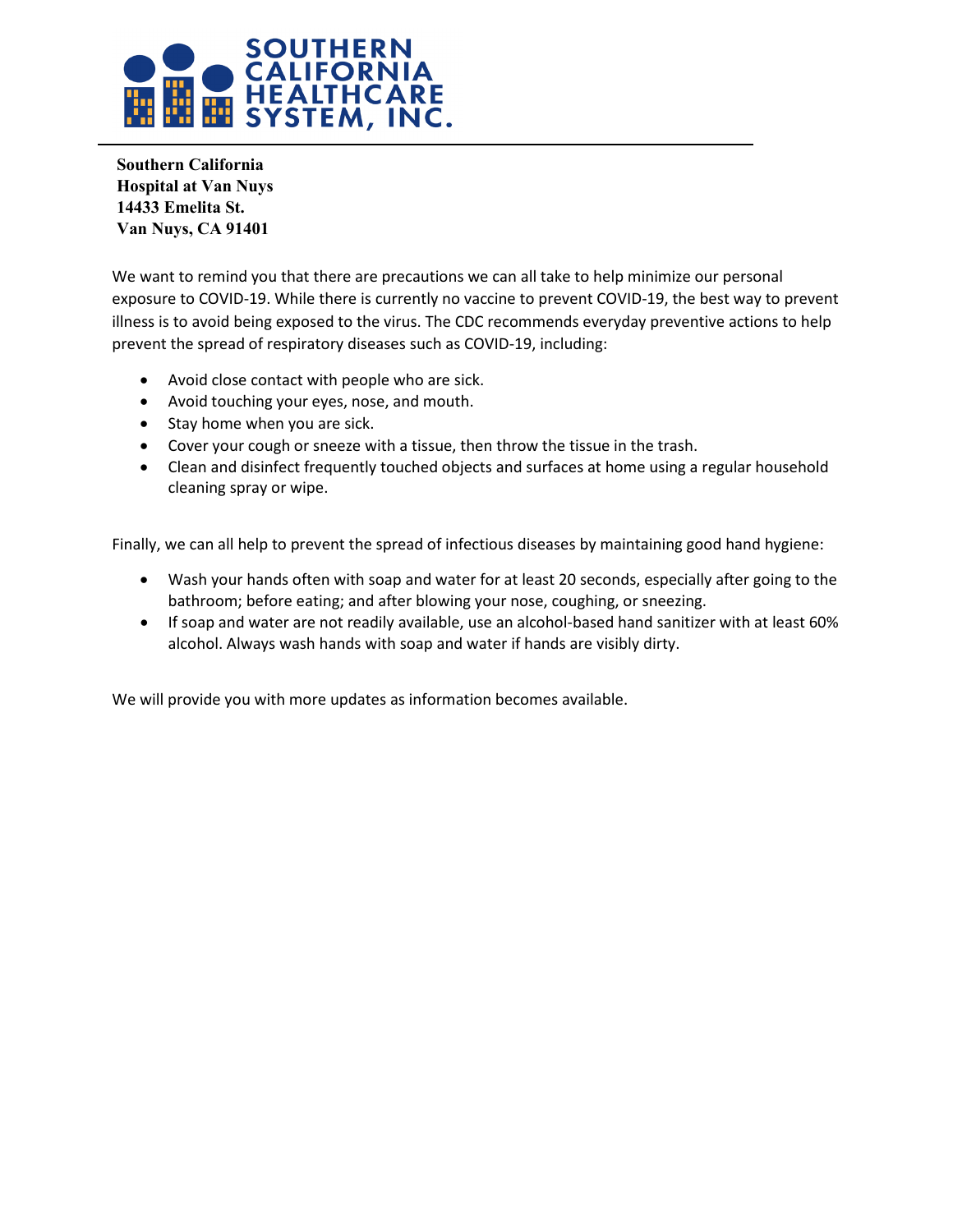**SOUTHERN CALIFORNIA HEALTHCARE SYSTEM, INC.**

**Southern California Hospital at Van Nuys**
**14433 Emelita St.**
**Van Nuys, CA 91401**

We want to remind you that there are precautions we can all take to help minimize our personal exposure to COVID-19. While there is currently no vaccine to prevent COVID-19, the best way to prevent illness is to avoid being exposed to the virus. The CDC recommends everyday preventive actions to help prevent the spread of respiratory diseases such as COVID-19, including:

- Avoid close contact with people who are sick.
- Avoid touching your eyes, nose, and mouth.
- Stay home when you are sick.
- Cover your cough or sneeze with a tissue, then throw the tissue in the trash.
- Clean and disinfect frequently touched objects and surfaces at home using a regular household cleaning spray or wipe.

Finally, we can all help to prevent the spread of infectious diseases by maintaining good hand hygiene:

- Wash your hands often with soap and water for at least 20 seconds, especially after going to the bathroom; before eating; and after blowing your nose, coughing, or sneezing.
- If soap and water are not readily available, use an alcohol-based hand sanitizer with at least 60% alcohol. Always wash hands with soap and water if hands are visibly dirty.

We will provide you with more updates as information becomes available.